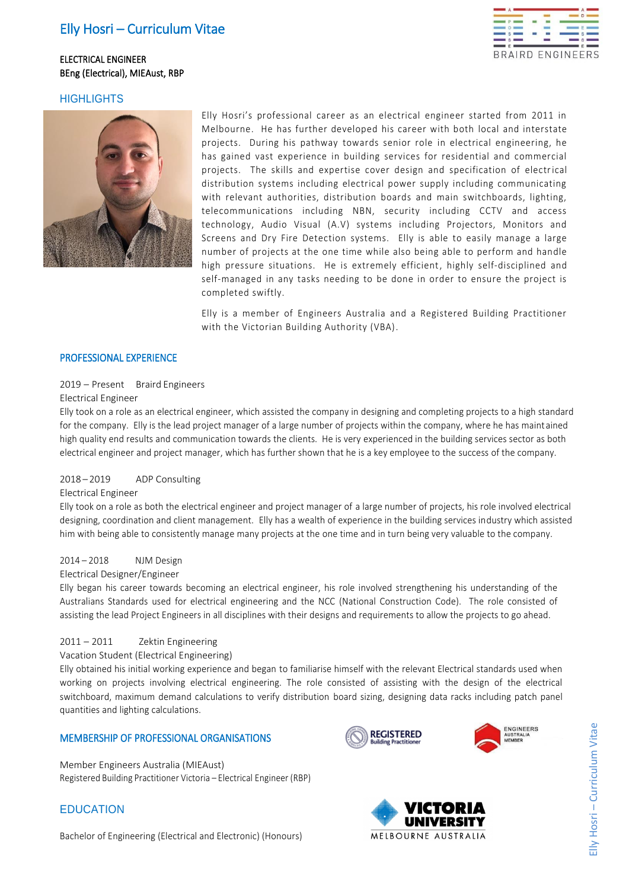# Elly Hosri – Curriculum Vitae

ELECTRICAL ENGINEER
BEng (Electrical), MIEAust, RBP

## HIGHLIGHTS

Elly Hosri's professional career as an electrical engineer started from 2011 in Melbourne. He has further developed his career with both local and interstate projects. During his pathway towards senior role in electrical engineering, he has gained vast experience in building services for residential and commercial projects. The skills and expertise cover design and specification of electrical distribution systems including electrical power supply including communicating with relevant authorities, distribution boards and main switchboards, lighting, telecommunications including NBN, security including CCTV and access technology, Audio Visual (A.V) systems including Projectors, Monitors and Screens and Dry Fire Detection systems. Elly is able to easily manage a large number of projects at the one time while also being able to perform and handle high pressure situations. He is extremely efficient, highly self-disciplined and self-managed in any tasks needing to be done in order to ensure the project is completed swiftly.

Elly is a member of Engineers Australia and a Registered Building Practitioner with the Victorian Building Authority (VBA).

## PROFESSIONAL EXPERIENCE

2019 – Present Braird Engineers
Electrical Engineer
Elly took on a role as an electrical engineer, which assisted the company in designing and completing projects to a high standard for the company. Elly is the lead project manager of a large number of projects within the company, where he has maintained high quality end results and communication towards the clients. He is very experienced in the building services sector as both electrical engineer and project manager, which has further shown that he is a key employee to the success of the company.

2018 – 2019 ADP Consulting
Electrical Engineer
Elly took on a role as both the electrical engineer and project manager of a large number of projects, his role involved electrical designing, coordination and client management. Elly has a wealth of experience in the building services industry which assisted him with being able to consistently manage many projects at the one time and in turn being very valuable to the company.

2014 – 2018 NJM Design
Electrical Designer/Engineer
Elly began his career towards becoming an electrical engineer, his role involved strengthening his understanding of the Australians Standards used for electrical engineering and the NCC (National Construction Code). The role consisted of assisting the lead Project Engineers in all disciplines with their designs and requirements to allow the projects to go ahead.

2011 – 2011 Zektin Engineering
Vacation Student (Electrical Engineering)
Elly obtained his initial working experience and began to familiarise himself with the relevant Electrical standards used when working on projects involving electrical engineering. The role consisted of assisting with the design of the electrical switchboard, maximum demand calculations to verify distribution board sizing, designing data racks including patch panel quantities and lighting calculations.

## MEMBERSHIP OF PROFESSIONAL ORGANISATIONS

Member Engineers Australia (MIEAust)
Registered Building Practitioner Victoria – Electrical Engineer (RBP)

## EDUCATION

Bachelor of Engineering (Electrical and Electronic) (Honours)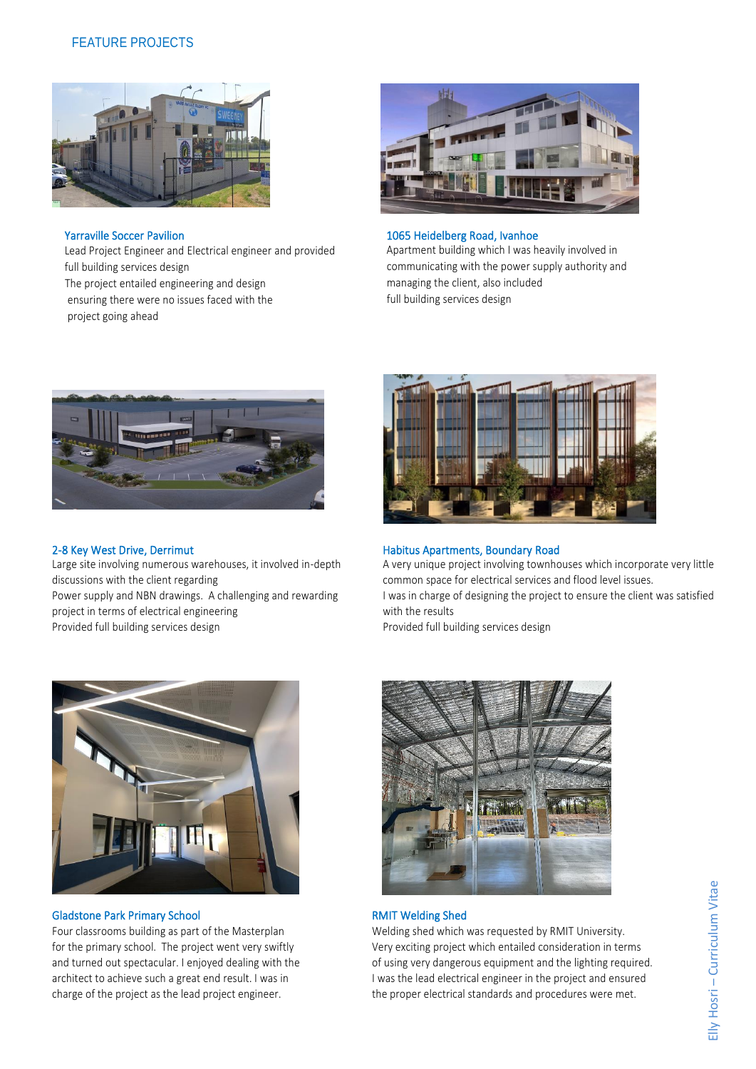## FEATURE PROJECTS

### Yarraville Soccer Pavilion

Lead Project Engineer and Electrical engineer and provided full building services design
The project entailed engineering and design ensuring there were no issues faced with the project going ahead

### 1065 Heidelberg Road, Ivanhoe

Apartment building which I was heavily involved in communicating with the power supply authority and managing the client, also included full building services design

### 2-8 Key West Drive, Derrimut

Large site involving numerous warehouses, it involved in-depth discussions with the client regarding
Power supply and NBN drawings. A challenging and rewarding project in terms of electrical engineering
Provided full building services design

### Habitus Apartments, Boundary Road

A very unique project involving townhouses which incorporate very little common space for electrical services and flood level issues.
I was in charge of designing the project to ensure the client was satisfied with the results
Provided full building services design

### Gladstone Park Primary School

Four classrooms building as part of the Masterplan for the primary school. The project went very swiftly and turned out spectacular. I enjoyed dealing with the architect to achieve such a great end result. I was in charge of the project as the lead project engineer.

### RMIT Welding Shed

Welding shed which was requested by RMIT University.
Very exciting project which entailed consideration in terms of using very dangerous equipment and the lighting required.
I was the lead electrical engineer in the project and ensured the proper electrical standards and procedures were met.